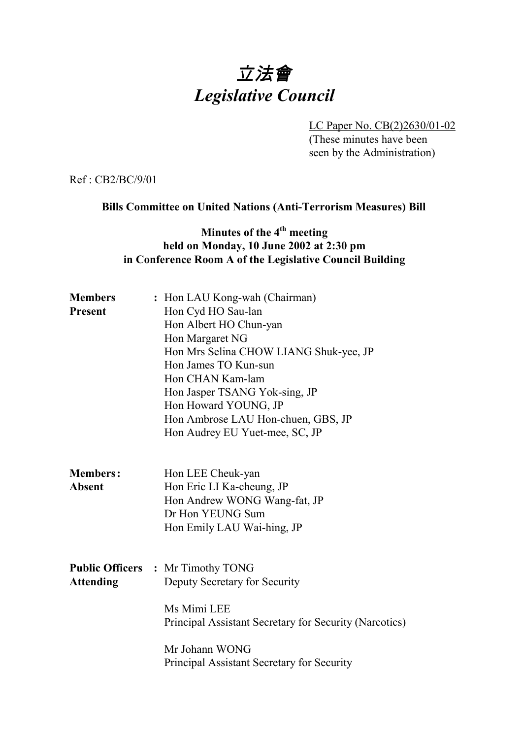# *立法會*
# *Legislative Council*

LC Paper No. CB(2)2630/01-02
(These minutes have been seen by the Administration)

Ref : CB2/BC/9/01

**Bills Committee on United Nations (Anti-Terrorism Measures) Bill**

**Minutes of the 4th meeting**
**held on Monday, 10 June 2002 at 2:30 pm**
**in Conference Room A of the Legislative Council Building**

**Members Present** : Hon LAU Kong-wah (Chairman)
Hon Cyd HO Sau-lan
Hon Albert HO Chun-yan
Hon Margaret NG
Hon Mrs Selina CHOW LIANG Shuk-yee, JP
Hon James TO Kun-sun
Hon CHAN Kam-lam
Hon Jasper TSANG Yok-sing, JP
Hon Howard YOUNG, JP
Hon Ambrose LAU Hon-chuen, GBS, JP
Hon Audrey EU Yuet-mee, SC, JP

**Members: Absent**
Hon LEE Cheuk-yan
Hon Eric LI Ka-cheung, JP
Hon Andrew WONG Wang-fat, JP
Dr Hon YEUNG Sum
Hon Emily LAU Wai-hing, JP

**Public Officers Attending** : Mr Timothy TONG
Deputy Secretary for Security

Ms Mimi LEE
Principal Assistant Secretary for Security (Narcotics)

Mr Johann WONG
Principal Assistant Secretary for Security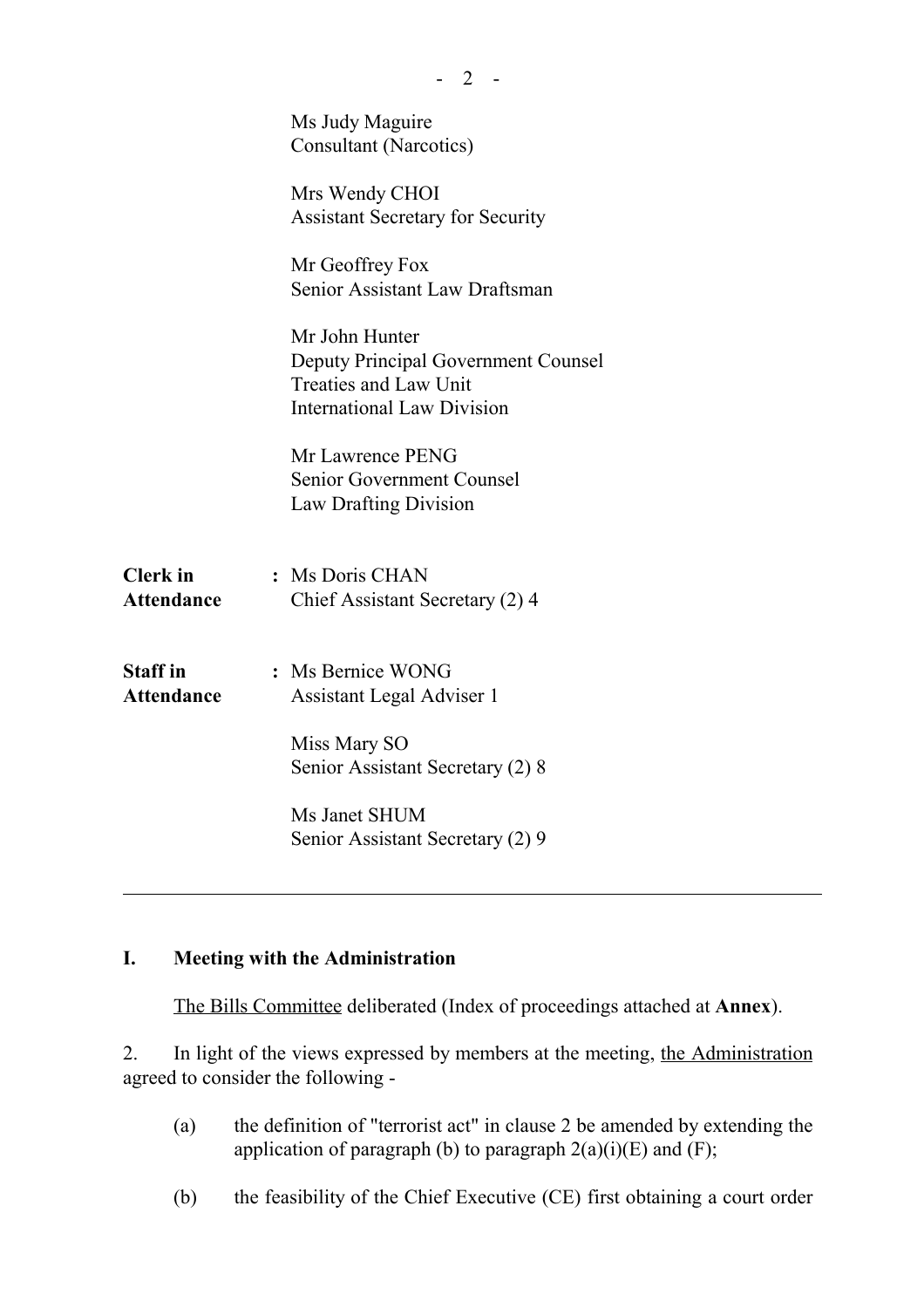Ms Judy Maguire
Consultant (Narcotics)

Mrs Wendy CHOI
Assistant Secretary for Security

Mr Geoffrey Fox
Senior Assistant Law Draftsman

Mr John Hunter
Deputy Principal Government Counsel
Treaties and Law Unit
International Law Division

Mr Lawrence PENG
Senior Government Counsel
Law Drafting Division

**Clerk in Attendance** : Ms Doris CHAN
Chief Assistant Secretary (2) 4

**Staff in Attendance** : Ms Bernice WONG
Assistant Legal Adviser 1

Miss Mary SO
Senior Assistant Secretary (2) 8

Ms Janet SHUM
Senior Assistant Secretary (2) 9

---

## I. Meeting with the Administration

The Bills Committee deliberated (Index of proceedings attached at **Annex**).

2. In light of the views expressed by members at the meeting, the Administration agreed to consider the following -

(a) the definition of "terrorist act" in clause 2 be amended by extending the application of paragraph (b) to paragraph 2(a)(i)(E) and (F);

(b) the feasibility of the Chief Executive (CE) first obtaining a court order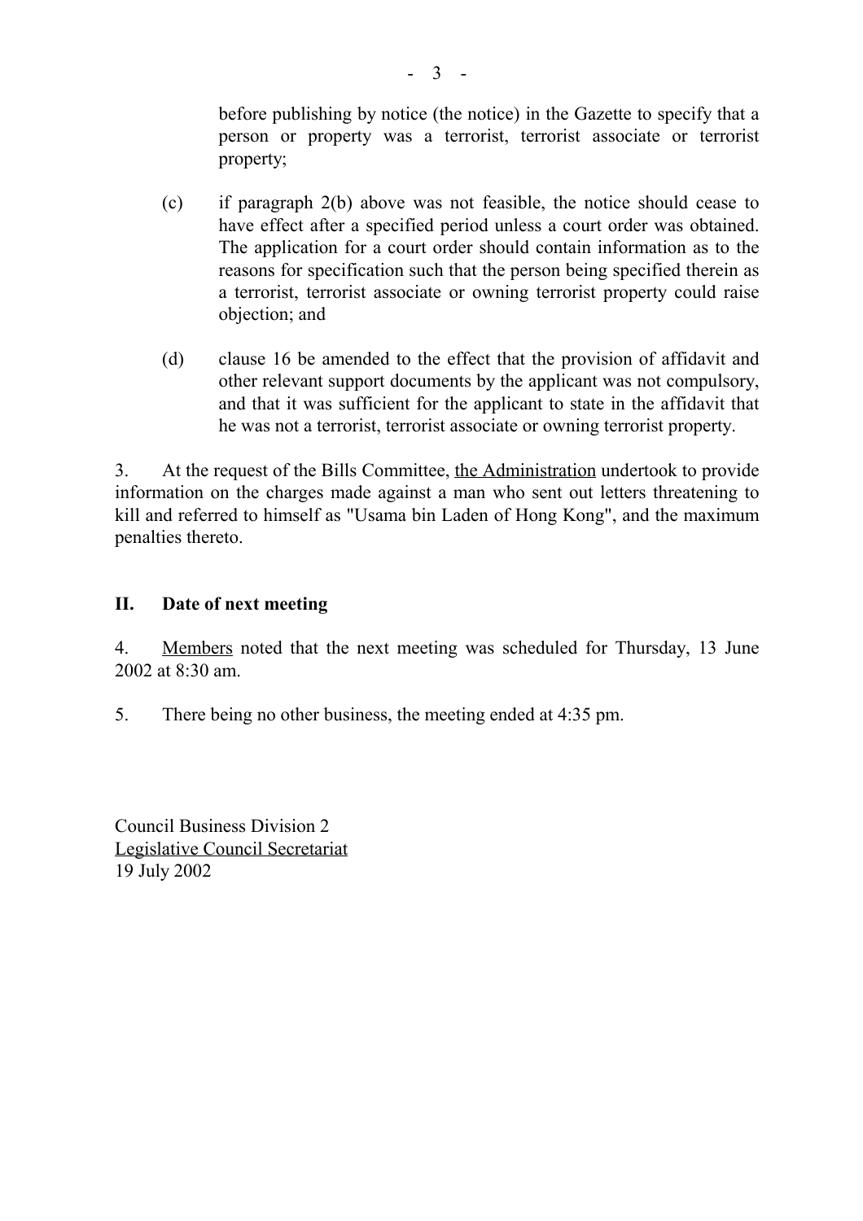before publishing by notice (the notice) in the Gazette to specify that a person or property was a terrorist, terrorist associate or terrorist property;

(c) if paragraph 2(b) above was not feasible, the notice should cease to have effect after a specified period unless a court order was obtained. The application for a court order should contain information as to the reasons for specification such that the person being specified therein as a terrorist, terrorist associate or owning terrorist property could raise objection; and

(d) clause 16 be amended to the effect that the provision of affidavit and other relevant support documents by the applicant was not compulsory, and that it was sufficient for the applicant to state in the affidavit that he was not a terrorist, terrorist associate or owning terrorist property.

3. At the request of the Bills Committee, the Administration undertook to provide information on the charges made against a man who sent out letters threatening to kill and referred to himself as "Usama bin Laden of Hong Kong", and the maximum penalties thereto.

## II. Date of next meeting

4. Members noted that the next meeting was scheduled for Thursday, 13 June 2002 at 8:30 am.

5. There being no other business, the meeting ended at 4:35 pm.

Council Business Division 2
Legislative Council Secretariat
19 July 2002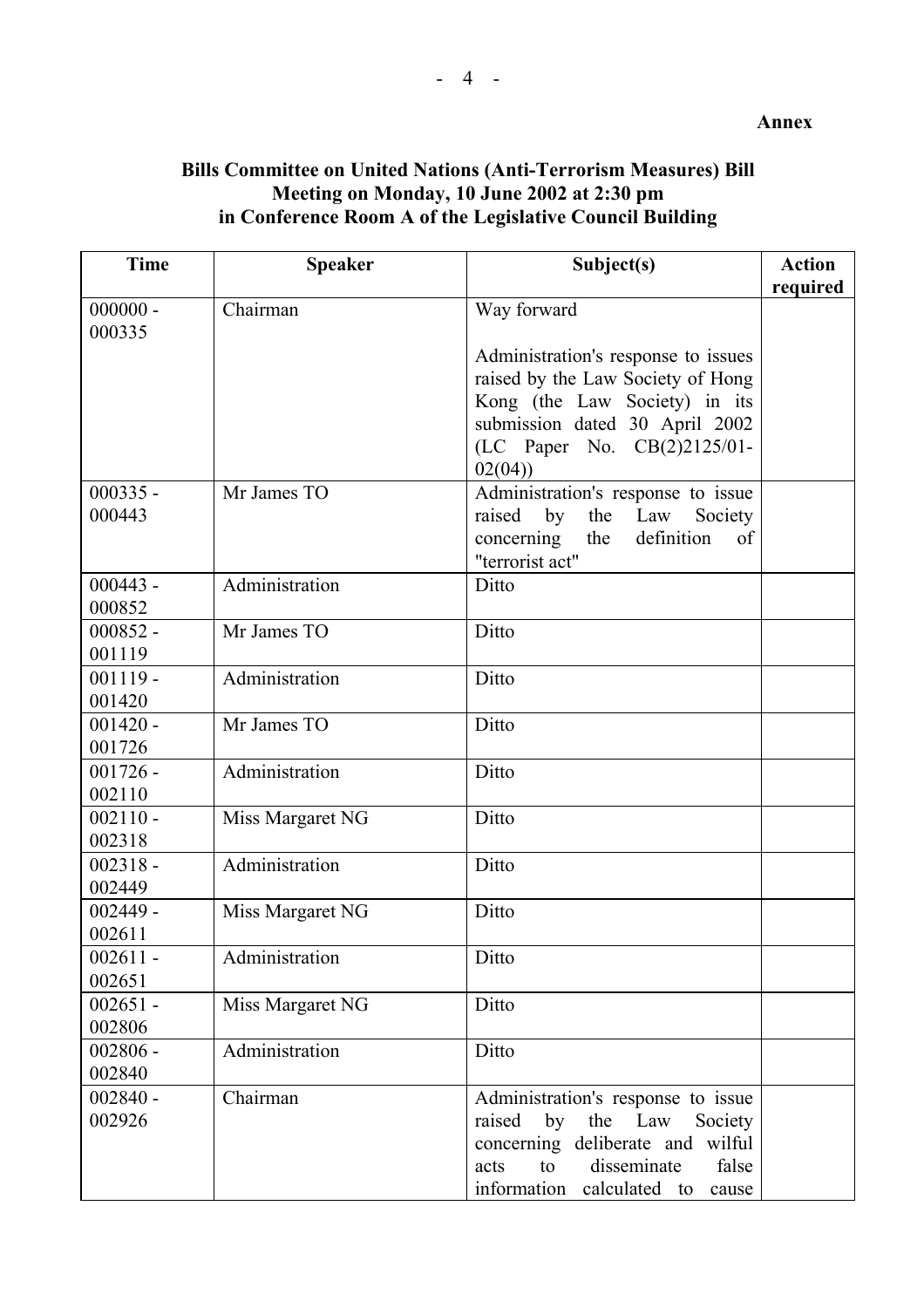**Annex**

**Bills Committee on United Nations (Anti-Terrorism Measures) Bill**
**Meeting on Monday, 10 June 2002 at 2:30 pm**
**in Conference Room A of the Legislative Council Building**

| Time | Speaker | Subject(s) | Action required |
|---|---|---|---|
| 000000 - 000335 | Chairman | Way forward<br><br>Administration's response to issues raised by the Law Society of Hong Kong (the Law Society) in its submission dated 30 April 2002 (LC Paper No. CB(2)2125/01-02(04)) | |
| 000335 - 000443 | Mr James TO | Administration's response to issue raised by the Law Society concerning the definition of "terrorist act" | |
| 000443 - 000852 | Administration | Ditto | |
| 000852 - 001119 | Mr James TO | Ditto | |
| 001119 - 001420 | Administration | Ditto | |
| 001420 - 001726 | Mr James TO | Ditto | |
| 001726 - 002110 | Administration | Ditto | |
| 002110 - 002318 | Miss Margaret NG | Ditto | |
| 002318 - 002449 | Administration | Ditto | |
| 002449 - 002611 | Miss Margaret NG | Ditto | |
| 002611 - 002651 | Administration | Ditto | |
| 002651 - 002806 | Miss Margaret NG | Ditto | |
| 002806 - 002840 | Administration | Ditto | |
| 002840 - 002926 | Chairman | Administration's response to issue raised by the Law Society concerning deliberate and wilful acts to disseminate false information calculated to cause | |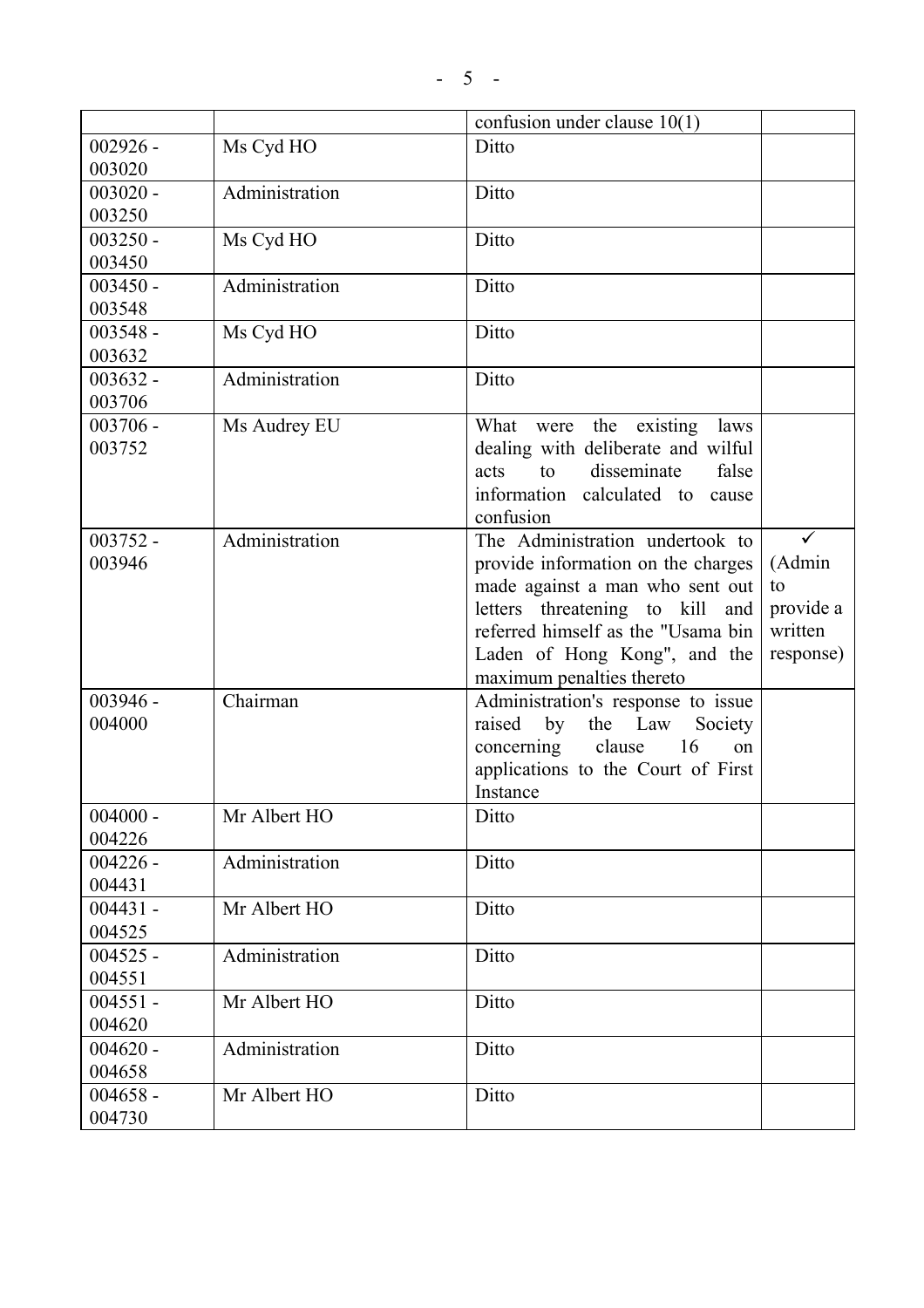| | | confusion under clause 10(1) | |
|---|---|---|---|
| 002926 - 003020 | Ms Cyd HO | Ditto | |
| 003020 - 003250 | Administration | Ditto | |
| 003250 - 003450 | Ms Cyd HO | Ditto | |
| 003450 - 003548 | Administration | Ditto | |
| 003548 - 003632 | Ms Cyd HO | Ditto | |
| 003632 - 003706 | Administration | Ditto | |
| 003706 - 003752 | Ms Audrey EU | What were the existing laws dealing with deliberate and wilful acts to disseminate false information calculated to cause confusion | |
| 003752 - 003946 | Administration | The Administration undertook to provide information on the charges made against a man who sent out letters threatening to kill and referred himself as the "Usama bin Laden of Hong Kong", and the maximum penalties thereto | ✓ (Admin to provide a written response) |
| 003946 - 004000 | Chairman | Administration's response to issue raised by the Law Society concerning clause 16 on applications to the Court of First Instance | |
| 004000 - 004226 | Mr Albert HO | Ditto | |
| 004226 - 004431 | Administration | Ditto | |
| 004431 - 004525 | Mr Albert HO | Ditto | |
| 004525 - 004551 | Administration | Ditto | |
| 004551 - 004620 | Mr Albert HO | Ditto | |
| 004620 - 004658 | Administration | Ditto | |
| 004658 - 004730 | Mr Albert HO | Ditto | |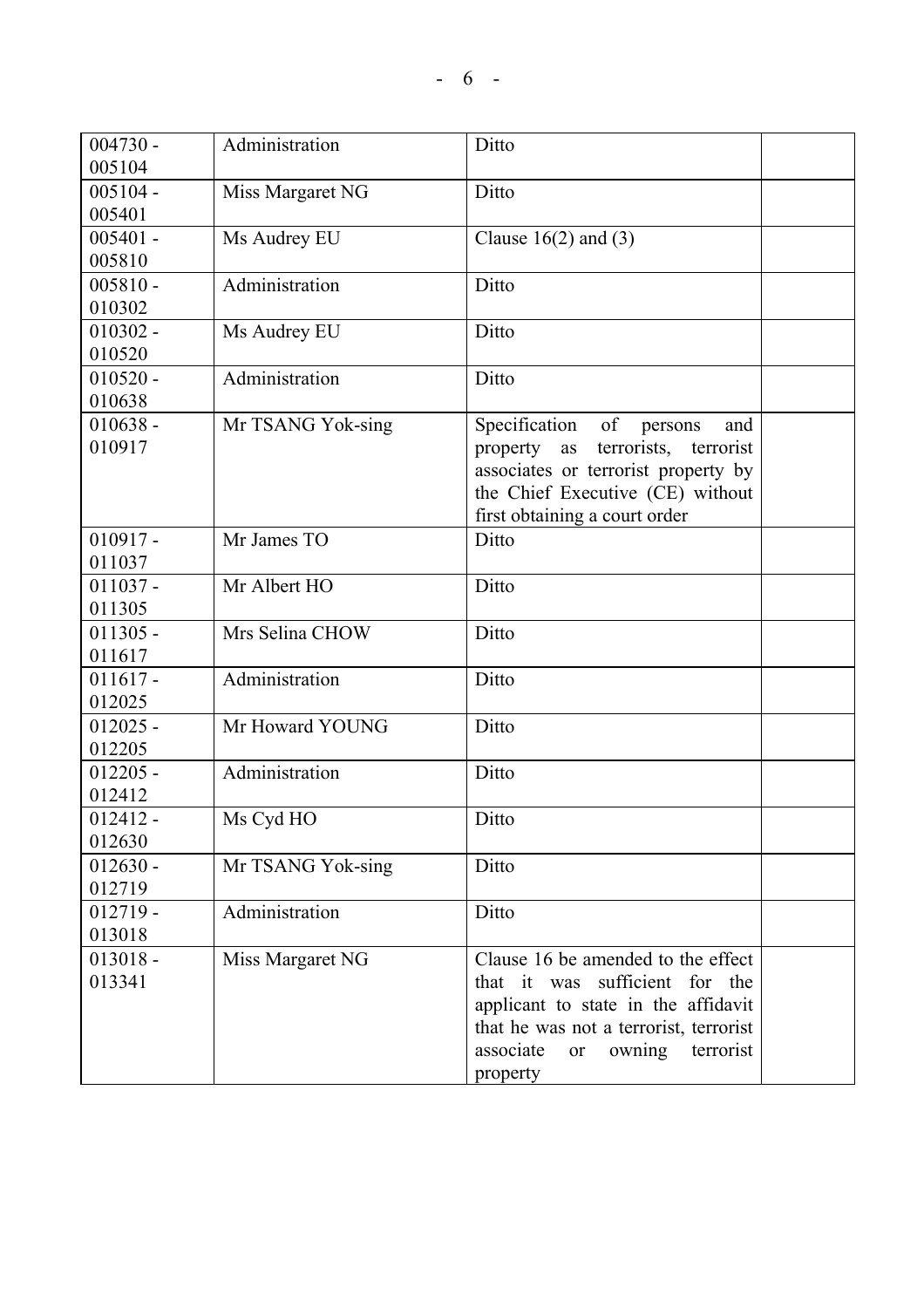| | | | |
|---|---|---|---|
| 004730 - 005104 | Administration | Ditto | |
| 005104 - 005401 | Miss Margaret NG | Ditto | |
| 005401 - 005810 | Ms Audrey EU | Clause 16(2) and (3) | |
| 005810 - 010302 | Administration | Ditto | |
| 010302 - 010520 | Ms Audrey EU | Ditto | |
| 010520 - 010638 | Administration | Ditto | |
| 010638 - 010917 | Mr TSANG Yok-sing | Specification of persons and property as terrorists, terrorist associates or terrorist property by the Chief Executive (CE) without first obtaining a court order | |
| 010917 - 011037 | Mr James TO | Ditto | |
| 011037 - 011305 | Mr Albert HO | Ditto | |
| 011305 - 011617 | Mrs Selina CHOW | Ditto | |
| 011617 - 012025 | Administration | Ditto | |
| 012025 - 012205 | Mr Howard YOUNG | Ditto | |
| 012205 - 012412 | Administration | Ditto | |
| 012412 - 012630 | Ms Cyd HO | Ditto | |
| 012630 - 012719 | Mr TSANG Yok-sing | Ditto | |
| 012719 - 013018 | Administration | Ditto | |
| 013018 - 013341 | Miss Margaret NG | Clause 16 be amended to the effect that it was sufficient for the applicant to state in the affidavit that he was not a terrorist, terrorist associate or owning terrorist property | |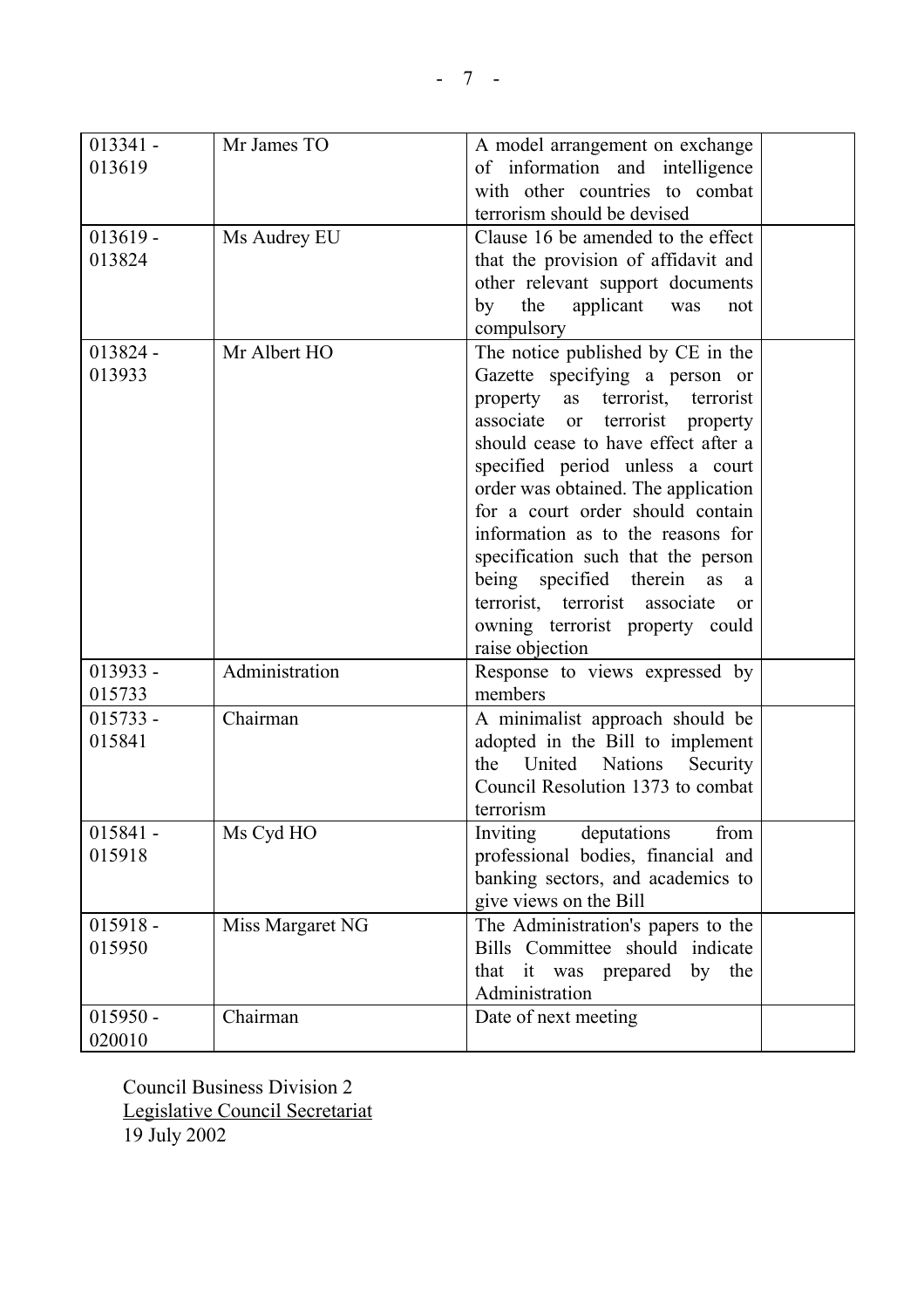| | | | |
|---|---|---|---|
| 013341 - 013619 | Mr James TO | A model arrangement on exchange of information and intelligence with other countries to combat terrorism should be devised | |
| 013619 - 013824 | Ms Audrey EU | Clause 16 be amended to the effect that the provision of affidavit and other relevant support documents by the applicant was not compulsory | |
| 013824 - 013933 | Mr Albert HO | The notice published by CE in the Gazette specifying a person or property as terrorist, terrorist associate or terrorist property should cease to have effect after a specified period unless a court order was obtained. The application for a court order should contain information as to the reasons for specification such that the person being specified therein as a terrorist, terrorist associate or owning terrorist property could raise objection | |
| 013933 - 015733 | Administration | Response to views expressed by members | |
| 015733 - 015841 | Chairman | A minimalist approach should be adopted in the Bill to implement the United Nations Security Council Resolution 1373 to combat terrorism | |
| 015841 - 015918 | Ms Cyd HO | Inviting deputations from professional bodies, financial and banking sectors, and academics to give views on the Bill | |
| 015918 - 015950 | Miss Margaret NG | The Administration's papers to the Bills Committee should indicate that it was prepared by the Administration | |
| 015950 - 020010 | Chairman | Date of next meeting | |

Council Business Division 2
Legislative Council Secretariat
19 July 2002